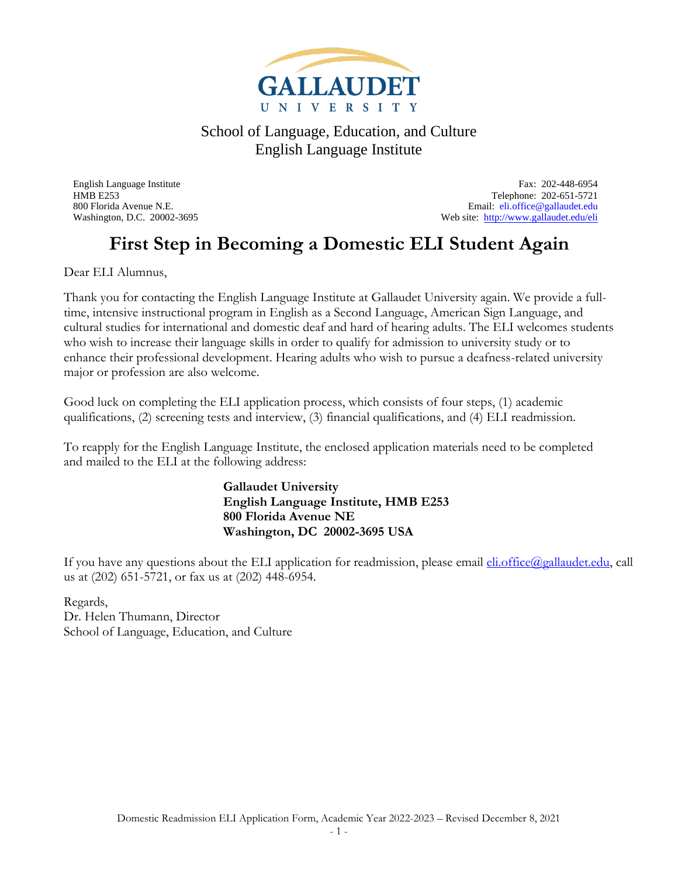GALLAUDET UNIVERSITY

School of Language, Education, and Culture
English Language Institute

English Language Institute
HMB E253
800 Florida Avenue N.E.
Washington, D.C. 20002-3695

Fax: 202-448-6954
Telephone: 202-651-5721
Email: eli.office@gallaudet.edu
Web site: http://www.gallaudet.edu/eli

# First Step in Becoming a Domestic ELI Student Again

Dear ELI Alumnus,

Thank you for contacting the English Language Institute at Gallaudet University again. We provide a full-time, intensive instructional program in English as a Second Language, American Sign Language, and cultural studies for international and domestic deaf and hard of hearing adults. The ELI welcomes students who wish to increase their language skills in order to qualify for admission to university study or to enhance their professional development. Hearing adults who wish to pursue a deafness-related university major or profession are also welcome.

Good luck on completing the ELI application process, which consists of four steps, (1) academic qualifications, (2) screening tests and interview, (3) financial qualifications, and (4) ELI readmission.

To reapply for the English Language Institute, the enclosed application materials need to be completed and mailed to the ELI at the following address:

**Gallaudet University**
**English Language Institute, HMB E253**
**800 Florida Avenue NE**
**Washington, DC 20002-3695 USA**

If you have any questions about the ELI application for readmission, please email eli.office@gallaudet.edu, call us at (202) 651-5721, or fax us at (202) 448-6954.

Regards,
Dr. Helen Thumann, Director
School of Language, Education, and Culture

Domestic Readmission ELI Application Form, Academic Year 2022-2023 – Revised December 8, 2021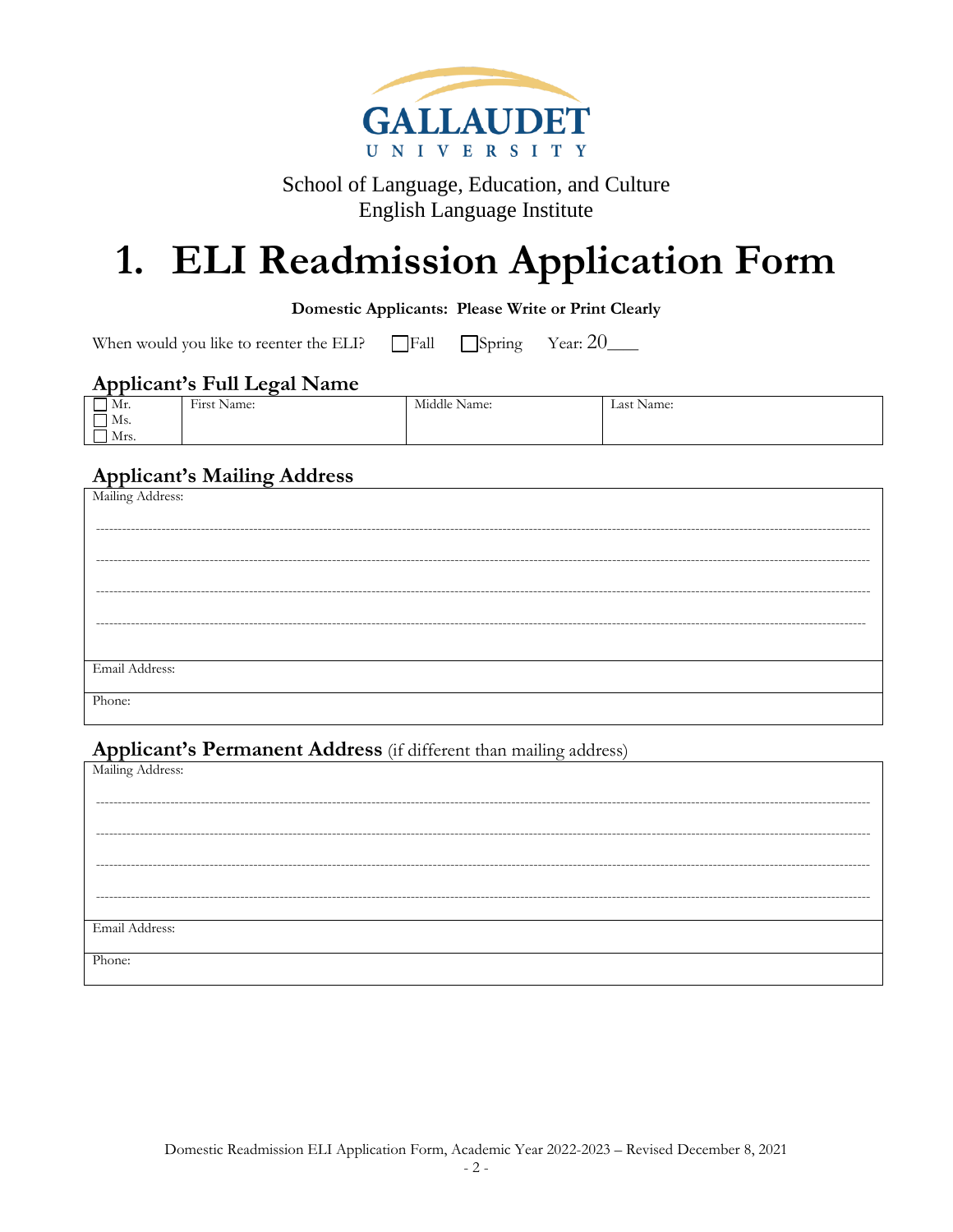GALLAUDET UNIVERSITY

School of Language, Education, and Culture
English Language Institute

# 1. ELI Readmission Application Form

**Domestic Applicants: Please Write or Print Clearly**

When would you like to reenter the ELI? ☐ Fall ☐ Spring Year: 20____

## Applicant's Full Legal Name

| ☐ Mr. ☐ Ms. ☐ Mrs. | First Name: | Middle Name: | Last Name: |
|---|---|---|---|
| | | | |

## Applicant's Mailing Address

| Mailing Address: |
|---|
| Email Address: |
| Phone: |

## Applicant's Permanent Address (if different than mailing address)

| Mailing Address: |
|---|
| Email Address: |
| Phone: |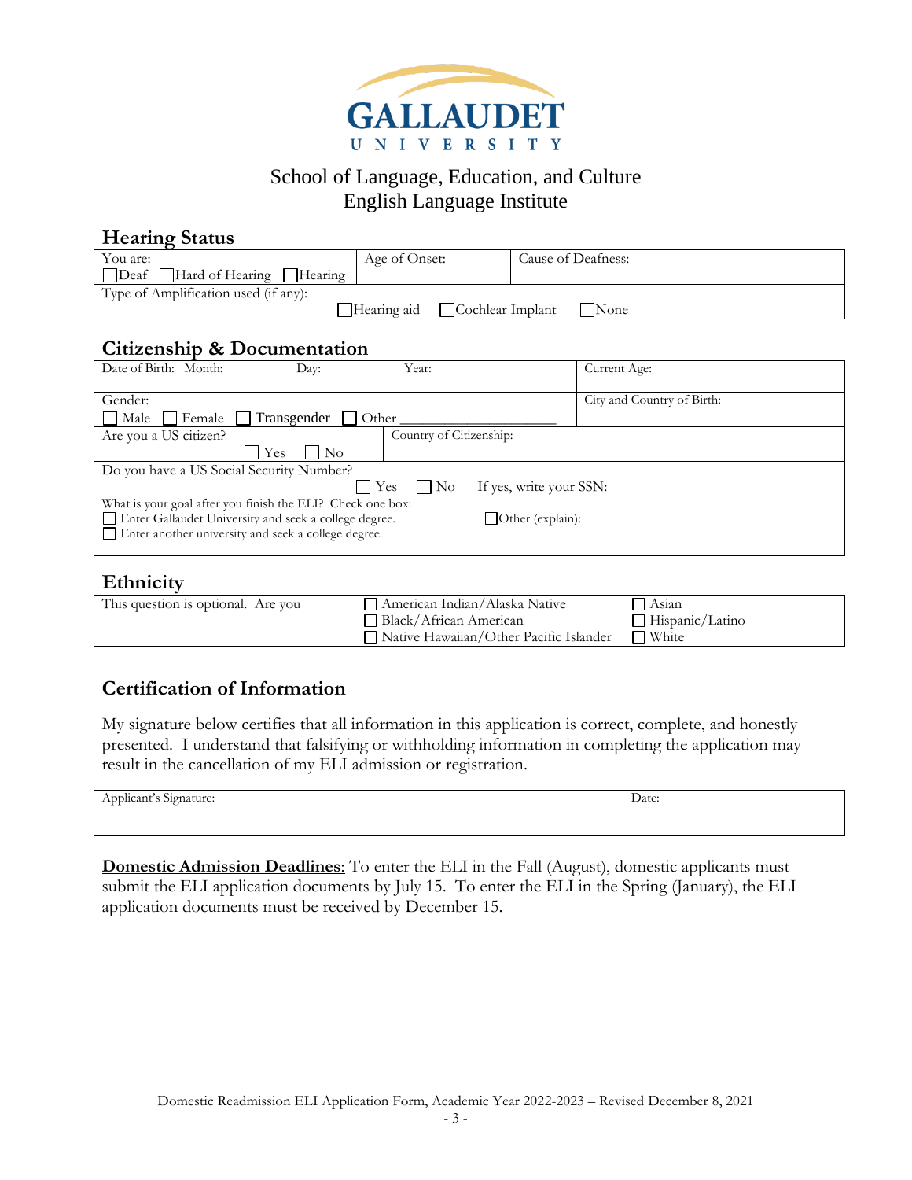GALLAUDET UNIVERSITY

School of Language, Education, and Culture
English Language Institute

## Hearing Status

| You are: ☐ Deaf ☐ Hard of Hearing ☐ Hearing | Age of Onset: | Cause of Deafness: |
|---|---|---|
| Type of Amplification used (if any): ☐ Hearing aid ☐ Cochlear Implant ☐ None | | |

## Citizenship & Documentation

| Date of Birth: Month: Day: Year: | | Current Age: |
|---|---|---|
| Gender: ☐ Male ☐ Female ☐ Transgender ☐ Other ____________________ | | City and Country of Birth: |
| Are you a US citizen? ☐ Yes ☐ No | Country of Citizenship: | |
| Do you have a US Social Security Number? ☐ Yes ☐ No If yes, write your SSN: | | |
| What is your goal after you finish the ELI? Check one box: ☐ Enter Gallaudet University and seek a college degree. ☐ Enter another university and seek a college degree. ☐ Other (explain): | | |

## Ethnicity

| This question is optional. Are you | ☐ American Indian/Alaska Native ☐ Black/African American ☐ Native Hawaiian/Other Pacific Islander | ☐ Asian ☐ Hispanic/Latino ☐ White |
|---|---|---|

## Certification of Information

My signature below certifies that all information in this application is correct, complete, and honestly presented. I understand that falsifying or withholding information in completing the application may result in the cancellation of my ELI admission or registration.

| Applicant's Signature: | Date: |
|---|---|

**Domestic Admission Deadlines**: To enter the ELI in the Fall (August), domestic applicants must submit the ELI application documents by July 15. To enter the ELI in the Spring (January), the ELI application documents must be received by December 15.

Domestic Readmission ELI Application Form, Academic Year 2022-2023 – Revised December 8, 2021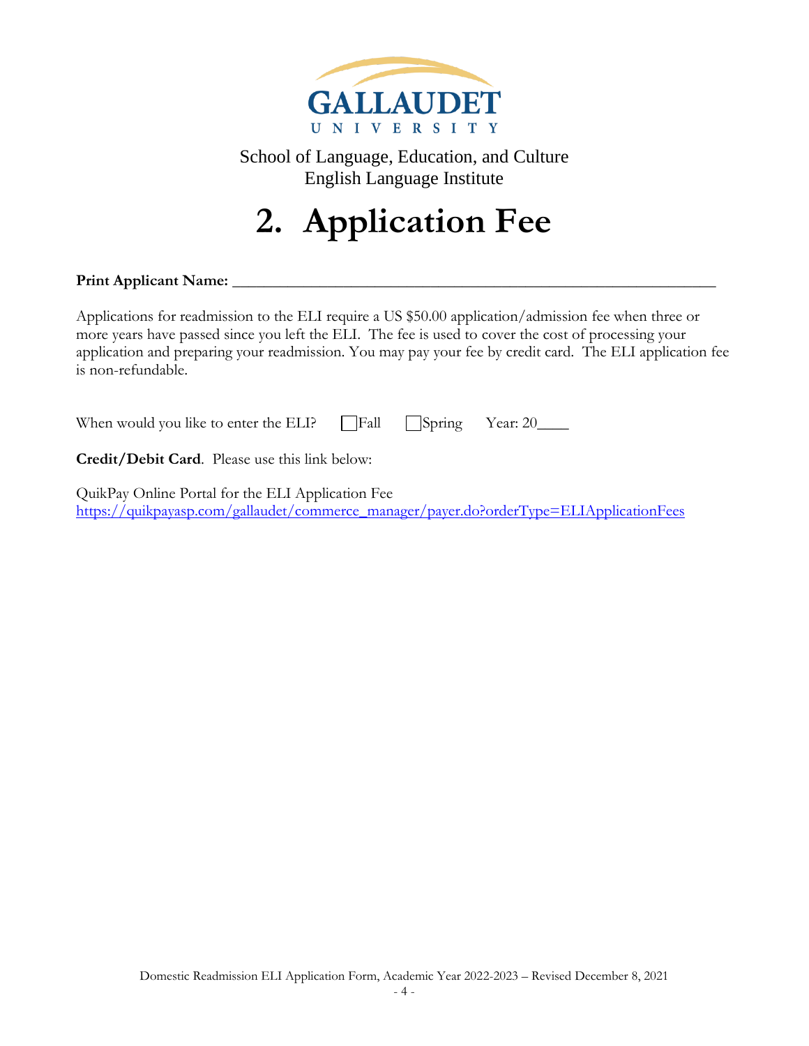GALLAUDET UNIVERSITY

School of Language, Education, and Culture
English Language Institute

# 2. Application Fee

**Print Applicant Name:** ____________________________________________________________

Applications for readmission to the ELI require a US $50.00 application/admission fee when three or more years have passed since you left the ELI. The fee is used to cover the cost of processing your application and preparing your readmission. You may pay your fee by credit card. The ELI application fee is non-refundable.

When would you like to enter the ELI? ☐Fall ☐Spring Year: 20____

**Credit/Debit Card**. Please use this link below:

QuikPay Online Portal for the ELI Application Fee
https://quikpayasp.com/gallaudet/commerce_manager/payer.do?orderType=ELIApplicationFees

Domestic Readmission ELI Application Form, Academic Year 2022-2023 – Revised December 8, 2021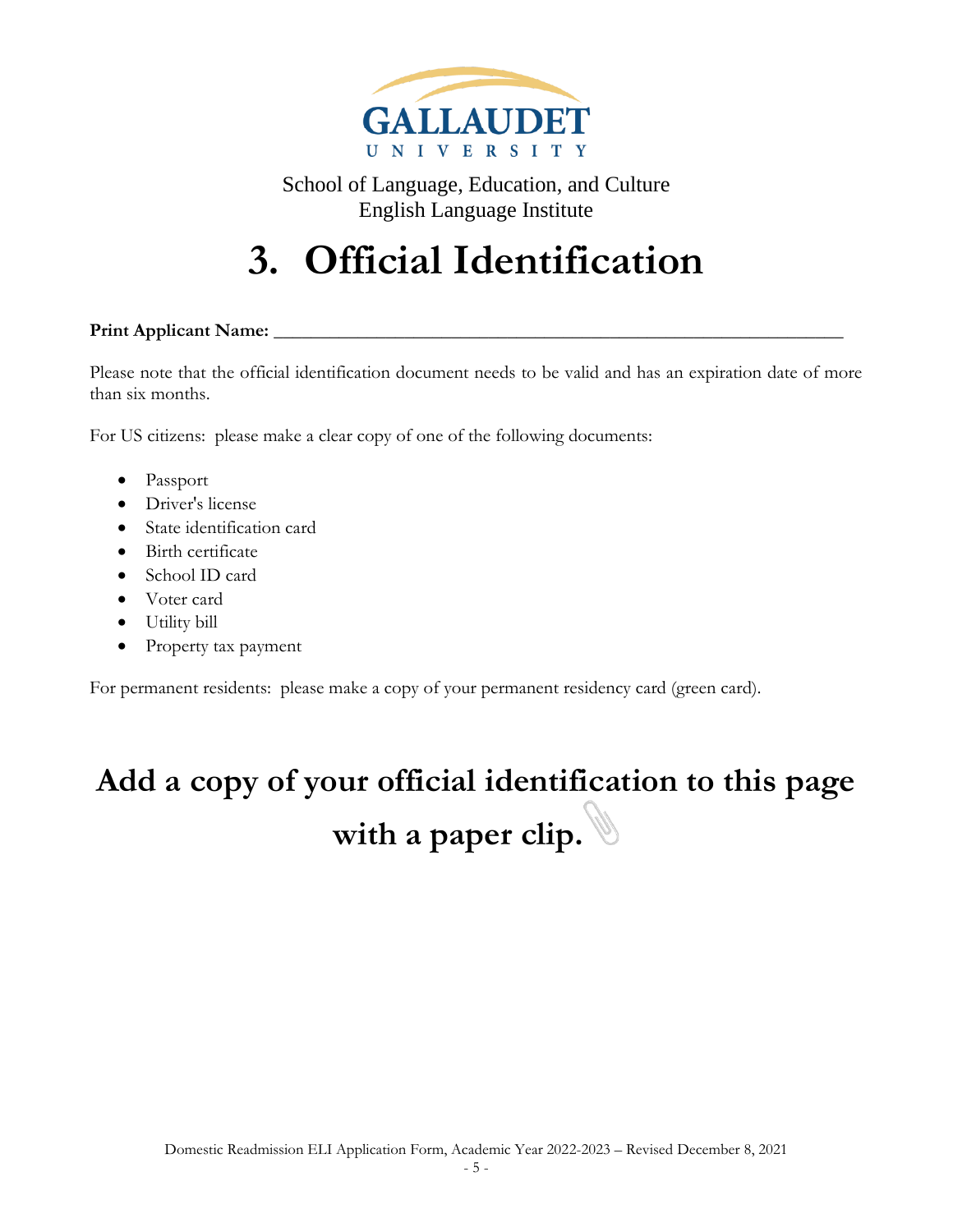GALLAUDET UNIVERSITY

School of Language, Education, and Culture
English Language Institute

# 3. Official Identification

**Print Applicant Name:** ______________________________________________________________

Please note that the official identification document needs to be valid and has an expiration date of more than six months.

For US citizens: please make a clear copy of one of the following documents:

- Passport
- Driver's license
- State identification card
- Birth certificate
- School ID card
- Voter card
- Utility bill
- Property tax payment

For permanent residents: please make a copy of your permanent residency card (green card).

## Add a copy of your official identification to this page with a paper clip.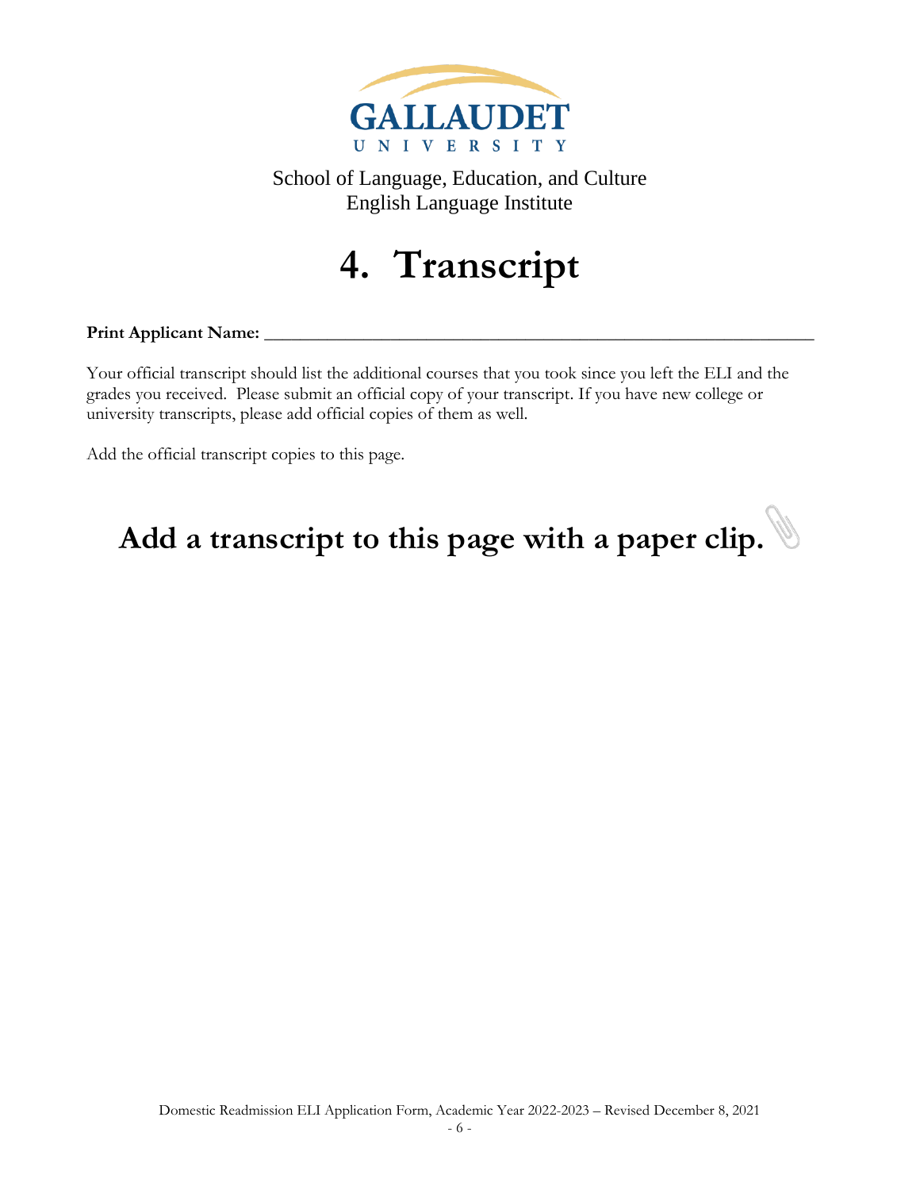GALLAUDET UNIVERSITY

School of Language, Education, and Culture
English Language Institute

# 4. Transcript

**Print Applicant Name:** ___________________________________________________________

Your official transcript should list the additional courses that you took since you left the ELI and the grades you received. Please submit an official copy of your transcript. If you have new college or university transcripts, please add official copies of them as well.

Add the official transcript copies to this page.

## Add a transcript to this page with a paper clip.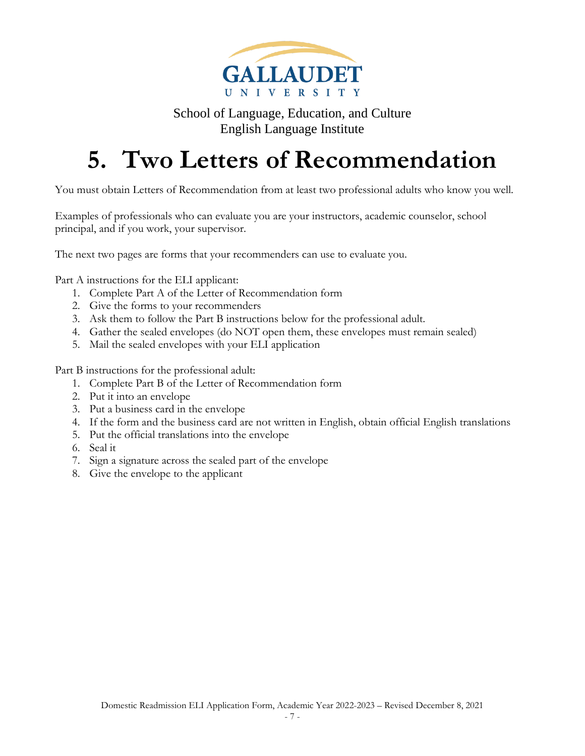GALLAUDET UNIVERSITY

School of Language, Education, and Culture
English Language Institute

# 5. Two Letters of Recommendation

You must obtain Letters of Recommendation from at least two professional adults who know you well.

Examples of professionals who can evaluate you are your instructors, academic counselor, school principal, and if you work, your supervisor.

The next two pages are forms that your recommenders can use to evaluate you.

Part A instructions for the ELI applicant:

1. Complete Part A of the Letter of Recommendation form
2. Give the forms to your recommenders
3. Ask them to follow the Part B instructions below for the professional adult.
4. Gather the sealed envelopes (do NOT open them, these envelopes must remain sealed)
5. Mail the sealed envelopes with your ELI application

Part B instructions for the professional adult:

1. Complete Part B of the Letter of Recommendation form
2. Put it into an envelope
3. Put a business card in the envelope
4. If the form and the business card are not written in English, obtain official English translations
5. Put the official translations into the envelope
6. Seal it
7. Sign a signature across the sealed part of the envelope
8. Give the envelope to the applicant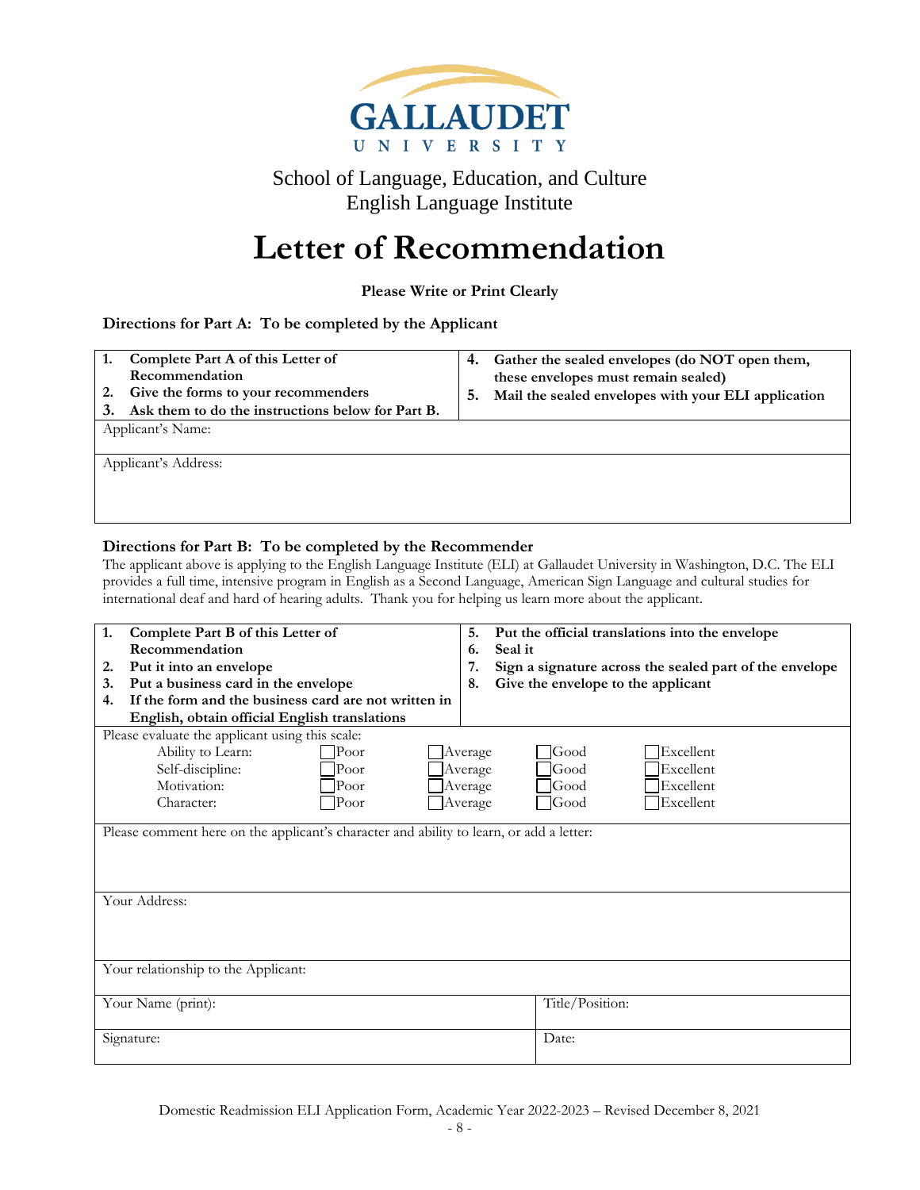GALLAUDET UNIVERSITY

School of Language, Education, and Culture
English Language Institute

# Letter of Recommendation

**Please Write or Print Clearly**

**Directions for Part A: To be completed by the Applicant**

| | |
|---|---|
| **1. Complete Part A of this Letter of Recommendation**<br>**2. Give the forms to your recommenders**<br>**3. Ask them to do the instructions below for Part B.** | **4. Gather the sealed envelopes (do NOT open them, these envelopes must remain sealed)**<br>**5. Mail the sealed envelopes with your ELI application** |
| Applicant's Name: | |
| Applicant's Address: | |

**Directions for Part B: To be completed by the Recommender**

The applicant above is applying to the English Language Institute (ELI) at Gallaudet University in Washington, D.C. The ELI provides a full time, intensive program in English as a Second Language, American Sign Language and cultural studies for international deaf and hard of hearing adults. Thank you for helping us learn more about the applicant.

| | |
|---|---|
| **1. Complete Part B of this Letter of Recommendation**<br>**2. Put it into an envelope**<br>**3. Put a business card in the envelope**<br>**4. If the form and the business card are not written in English, obtain official English translations** | **5. Put the official translations into the envelope**<br>**6. Seal it**<br>**7. Sign a signature across the sealed part of the envelope**<br>**8. Give the envelope to the applicant** |

Please evaluate the applicant using this scale:

| | | | | |
|---|---|---|---|---|
| Ability to Learn: | ☐ Poor | ☐ Average | ☐ Good | ☐ Excellent |
| Self-discipline: | ☐ Poor | ☐ Average | ☐ Good | ☐ Excellent |
| Motivation: | ☐ Poor | ☐ Average | ☐ Good | ☐ Excellent |
| Character: | ☐ Poor | ☐ Average | ☐ Good | ☐ Excellent |

Please comment here on the applicant's character and ability to learn, or add a letter:

Your Address:

Your relationship to the Applicant:

| | |
|---|---|
| Your Name (print): | Title/Position: |
| Signature: | Date: |

Domestic Readmission ELI Application Form, Academic Year 2022-2023 – Revised December 8, 2021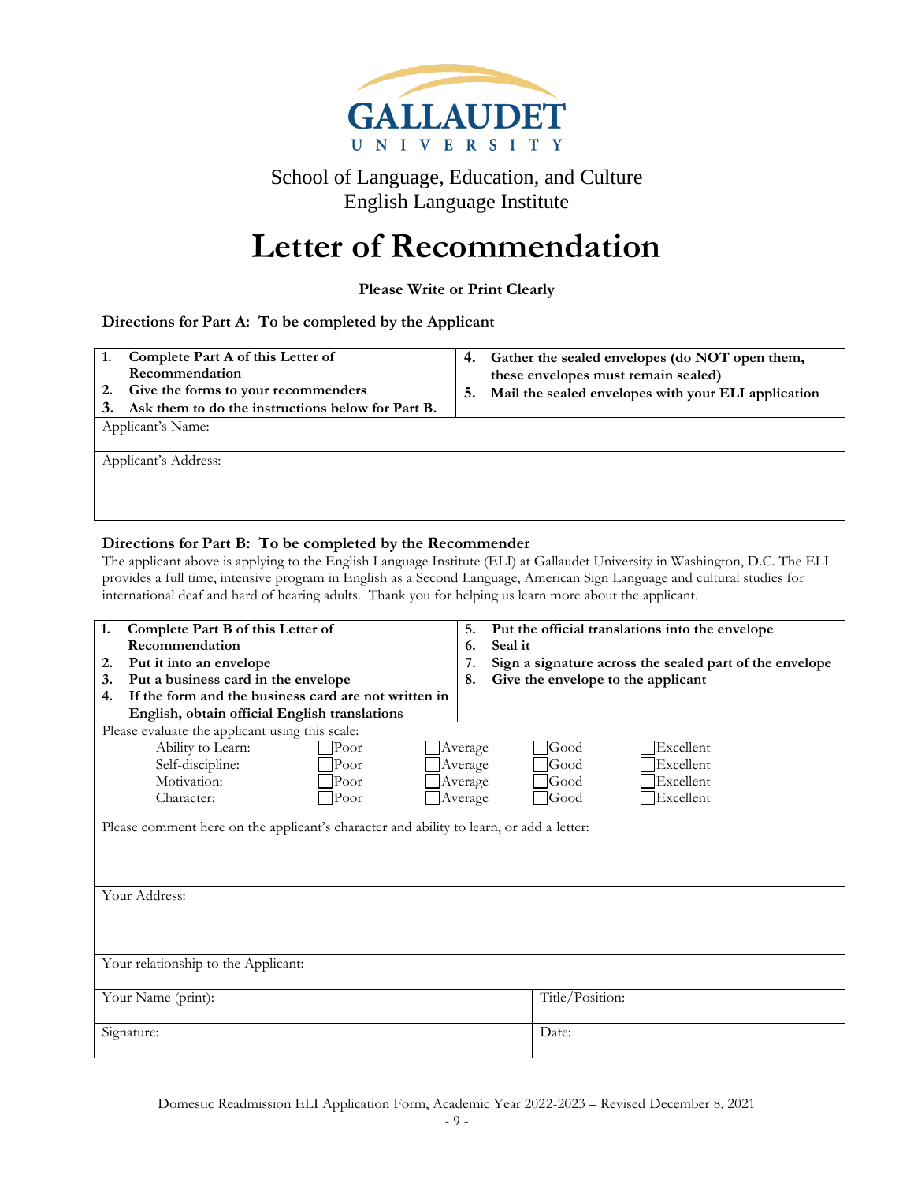GALLAUDET UNIVERSITY

School of Language, Education, and Culture
English Language Institute

# Letter of Recommendation

**Please Write or Print Clearly**

**Directions for Part A: To be completed by the Applicant**

| | |
|---|---|
| **1. Complete Part A of this Letter of Recommendation**<br>**2. Give the forms to your recommenders**<br>**3. Ask them to do the instructions below for Part B.** | **4. Gather the sealed envelopes (do NOT open them, these envelopes must remain sealed)**<br>**5. Mail the sealed envelopes with your ELI application** |
| Applicant's Name: | |
| Applicant's Address: | |

**Directions for Part B: To be completed by the Recommender**

The applicant above is applying to the English Language Institute (ELI) at Gallaudet University in Washington, D.C. The ELI provides a full time, intensive program in English as a Second Language, American Sign Language and cultural studies for international deaf and hard of hearing adults. Thank you for helping us learn more about the applicant.

| | |
|---|---|
| **1. Complete Part B of this Letter of Recommendation**<br>**2. Put it into an envelope**<br>**3. Put a business card in the envelope**<br>**4. If the form and the business card are not written in English, obtain official English translations** | **5. Put the official translations into the envelope**<br>**6. Seal it**<br>**7. Sign a signature across the sealed part of the envelope**<br>**8. Give the envelope to the applicant** |

Please evaluate the applicant using this scale:

| | | | | |
|---|---|---|---|---|
| Ability to Learn: | ☐ Poor | ☐ Average | ☐ Good | ☐ Excellent |
| Self-discipline: | ☐ Poor | ☐ Average | ☐ Good | ☐ Excellent |
| Motivation: | ☐ Poor | ☐ Average | ☐ Good | ☐ Excellent |
| Character: | ☐ Poor | ☐ Average | ☐ Good | ☐ Excellent |

Please comment here on the applicant's character and ability to learn, or add a letter:

Your Address:

Your relationship to the Applicant:

| | |
|---|---|
| Your Name (print): | Title/Position: |
| Signature: | Date: |

Domestic Readmission ELI Application Form, Academic Year 2022-2023 – Revised December 8, 2021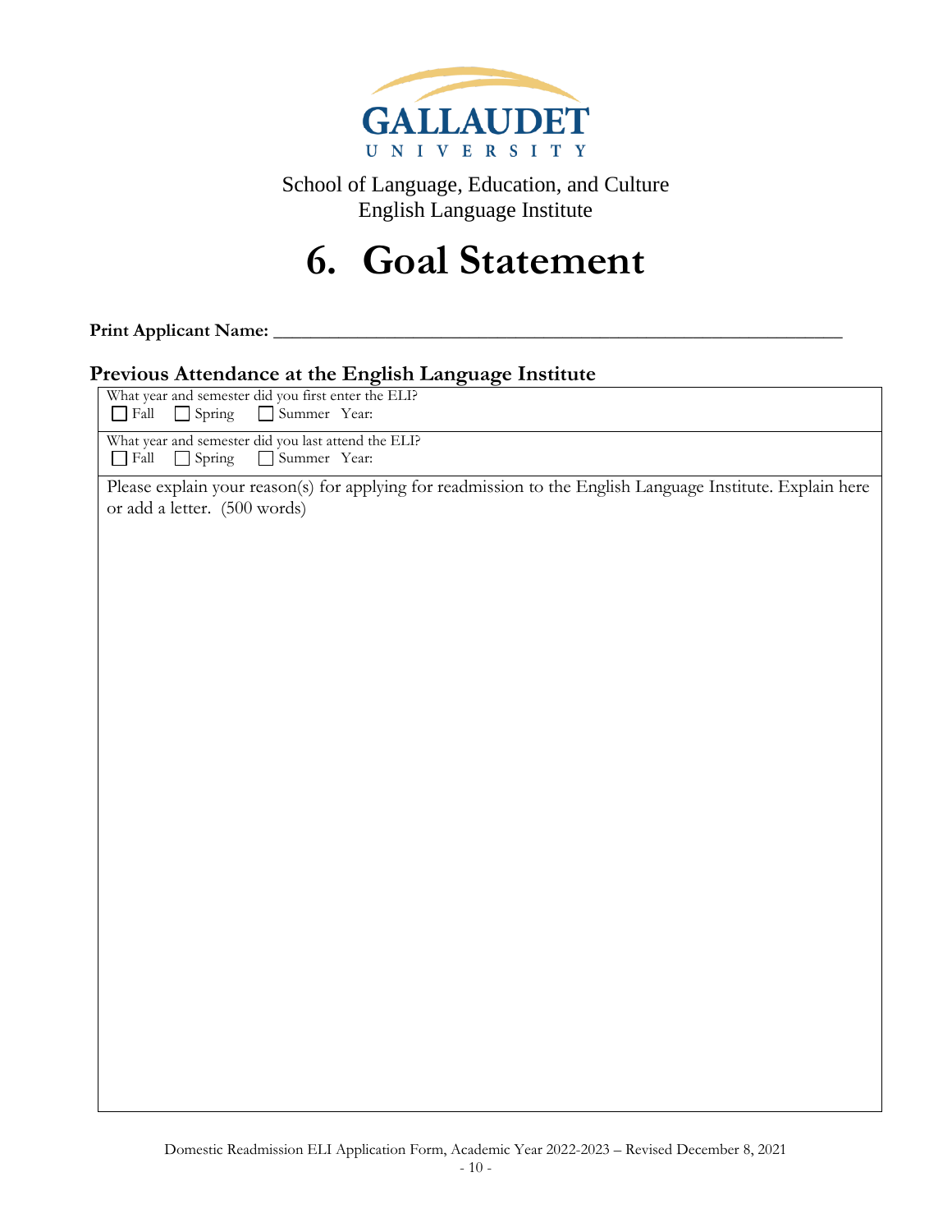GALLAUDET UNIVERSITY

School of Language, Education, and Culture
English Language Institute

# 6. Goal Statement

**Print Applicant Name:** ___________________________________________________________

## Previous Attendance at the English Language Institute

| |
|---|
| What year and semester did you first enter the ELI?<br>☐ Fall ☐ Spring ☐ Summer Year: |
| What year and semester did you last attend the ELI?<br>☐ Fall ☐ Spring ☐ Summer Year: |
| Please explain your reason(s) for applying for readmission to the English Language Institute. Explain here or add a letter. (500 words) |

Domestic Readmission ELI Application Form, Academic Year 2022-2023 – Revised December 8, 2021